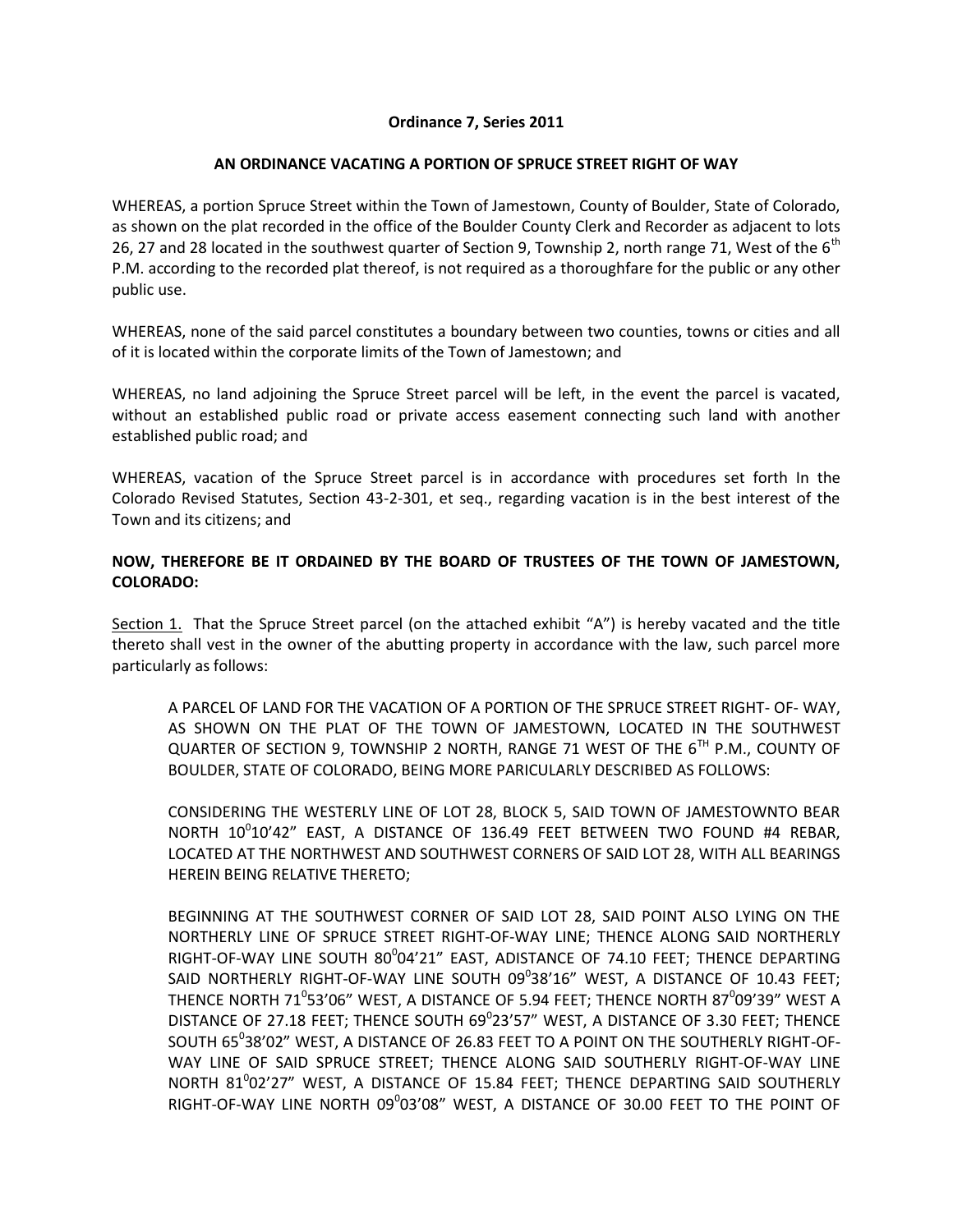**Ordinance 7, Series 2011**

**AN ORDINANCE VACATING A PORTION OF SPRUCE STREET RIGHT OF WAY**

WHEREAS, a portion Spruce Street within the Town of Jamestown, County of Boulder, State of Colorado, as shown on the plat recorded in the office of the Boulder County Clerk and Recorder as adjacent to lots 26, 27 and 28 located in the southwest quarter of Section 9, Township 2, north range 71, West of the 6th P.M. according to the recorded plat thereof, is not required as a thoroughfare for the public or any other public use.

WHEREAS, none of the said parcel constitutes a boundary between two counties, towns or cities and all of it is located within the corporate limits of the Town of Jamestown; and

WHEREAS, no land adjoining the Spruce Street parcel will be left, in the event the parcel is vacated, without an established public road or private access easement connecting such land with another established public road; and

WHEREAS, vacation of the Spruce Street parcel is in accordance with procedures set forth In the Colorado Revised Statutes, Section 43-2-301, et seq., regarding vacation is in the best interest of the Town and its citizens; and

**NOW, THEREFORE BE IT ORDAINED BY THE BOARD OF TRUSTEES OF THE TOWN OF JAMESTOWN, COLORADO:**

Section 1. That the Spruce Street parcel (on the attached exhibit "A") is hereby vacated and the title thereto shall vest in the owner of the abutting property in accordance with the law, such parcel more particularly as follows:

> A PARCEL OF LAND FOR THE VACATION OF A PORTION OF THE SPRUCE STREET RIGHT- OF- WAY, AS SHOWN ON THE PLAT OF THE TOWN OF JAMESTOWN, LOCATED IN THE SOUTHWEST QUARTER OF SECTION 9, TOWNSHIP 2 NORTH, RANGE 71 WEST OF THE 6TH P.M., COUNTY OF BOULDER, STATE OF COLORADO, BEING MORE PARICULARLY DESCRIBED AS FOLLOWS:
>
> CONSIDERING THE WESTERLY LINE OF LOT 28, BLOCK 5, SAID TOWN OF JAMESTOWNTO BEAR NORTH 10°10'42" EAST, A DISTANCE OF 136.49 FEET BETWEEN TWO FOUND #4 REBAR, LOCATED AT THE NORTHWEST AND SOUTHWEST CORNERS OF SAID LOT 28, WITH ALL BEARINGS HEREIN BEING RELATIVE THERETO;
>
> BEGINNING AT THE SOUTHWEST CORNER OF SAID LOT 28, SAID POINT ALSO LYING ON THE NORTHERLY LINE OF SPRUCE STREET RIGHT-OF-WAY LINE; THENCE ALONG SAID NORTHERLY RIGHT-OF-WAY LINE SOUTH 80°04'21" EAST, ADISTANCE OF 74.10 FEET; THENCE DEPARTING SAID NORTHERLY RIGHT-OF-WAY LINE SOUTH 09°38'16" WEST, A DISTANCE OF 10.43 FEET; THENCE NORTH 71°53'06" WEST, A DISTANCE OF 5.94 FEET; THENCE NORTH 87°09'39" WEST A DISTANCE OF 27.18 FEET; THENCE SOUTH 69°23'57" WEST, A DISTANCE OF 3.30 FEET; THENCE SOUTH 65°38'02" WEST, A DISTANCE OF 26.83 FEET TO A POINT ON THE SOUTHERLY RIGHT-OF-WAY LINE OF SAID SPRUCE STREET; THENCE ALONG SAID SOUTHERLY RIGHT-OF-WAY LINE NORTH 81°02'27" WEST, A DISTANCE OF 15.84 FEET; THENCE DEPARTING SAID SOUTHERLY RIGHT-OF-WAY LINE NORTH 09°03'08" WEST, A DISTANCE OF 30.00 FEET TO THE POINT OF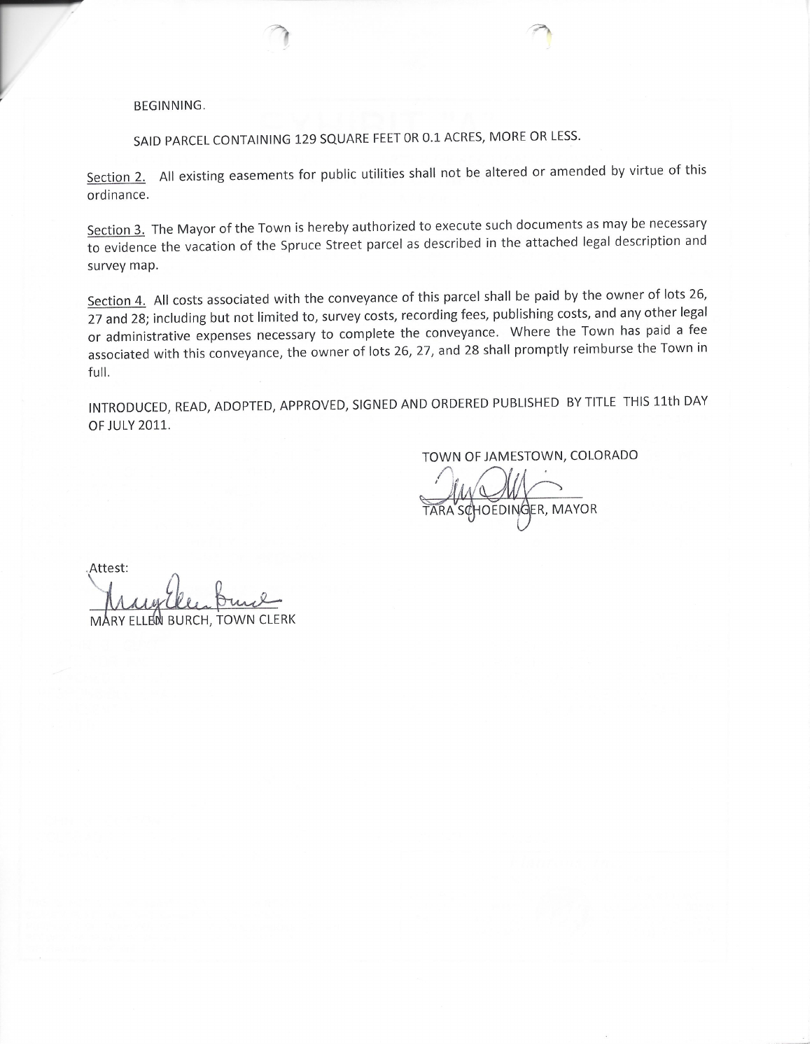BEGINNING.

SAID PARCEL CONTAINING 129 SQUARE FEET OR 0.1 ACRES, MORE OR LESS.

Section 2. All existing easements for public utilities shall not be altered or amended by virtue of this ordinance.

Section 3. The Mayor of the Town is hereby authorized to execute such documents as may be necessary to evidence the vacation of the Spruce Street parcel as described in the attached legal description and survey map.

Section 4. All costs associated with the conveyance of this parcel shall be paid by the owner of lots 26, 27 and 28; including but not limited to, survey costs, recording fees, publishing costs, and any other legal or administrative expenses necessary to complete the conveyance. Where the Town has paid a fee associated with this conveyance, the owner of lots 26, 27, and 28 shall promptly reimburse the Town in full.

INTRODUCED, READ, ADOPTED, APPROVED, SIGNED AND ORDERED PUBLISHED BY TITLE THIS 11th DAY OF JULY 2011.

TOWN OF JAMESTOWN, COLORADO

TARA SCHOEDINGER, MAYOR

Attest:

MARY ELLEN BURCH, TOWN CLERK